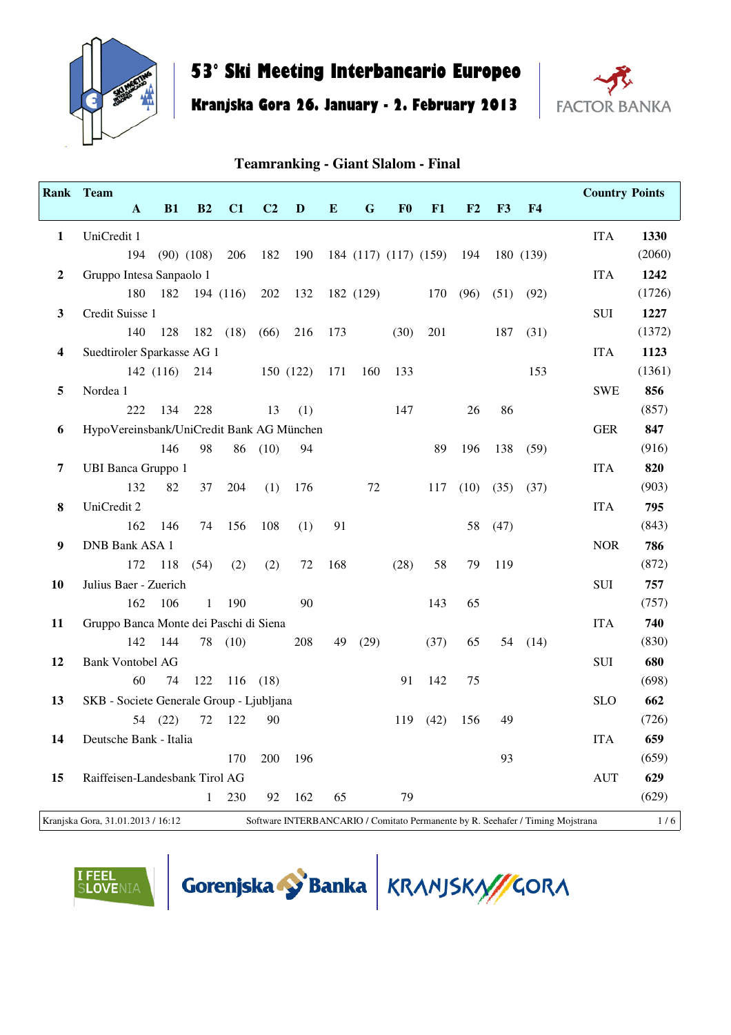# 53° Ski Meeting Interbancario Europeo

## Kranjska Gora 26. January - 2. February 2013

### Teamranking - Giant Slalom - Final

| Rank | Team | A | B1 | B2 | C1 | C2 | D | E | G | F0 | F1 | F2 | F3 | F4 | Country | Points |
|---|---|---|---|---|---|---|---|---|---|---|---|---|---|---|---|---|
| 1 | UniCredit 1 | 194 | (90) | (108) | 206 | 182 | 190 | 184 | (117) | (117) | (159) | 194 | 180 | (139) | ITA | **1330** (2060) |
| 2 | Gruppo Intesa Sanpaolo 1 | 180 | 182 | 194 | (116) | 202 | 132 | 182 | (129) | | 170 | (96) | (51) | (92) | ITA | **1242** (1726) |
| 3 | Credit Suisse 1 | 140 | 128 | 182 | (18) | (66) | 216 | 173 | | (30) | 201 | | 187 | (31) | SUI | **1227** (1372) |
| 4 | Suedtiroler Sparkasse AG 1 | 142 | (116) | 214 | | 150 | (122) | 171 | 160 | 133 | | | | 153 | ITA | **1123** (1361) |
| 5 | Nordea 1 | 222 | 134 | 228 | | 13 | (1) | | | 147 | | 26 | 86 | | SWE | **856** (857) |
| 6 | HypoVereinsbank/UniCredit Bank AG München | | 146 | 98 | 86 | (10) | 94 | | | | 89 | 196 | 138 | (59) | GER | **847** (916) |
| 7 | UBI Banca Gruppo 1 | 132 | 82 | 37 | 204 | (1) | 176 | | 72 | | 117 | (10) | (35) | (37) | ITA | **820** (903) |
| 8 | UniCredit 2 | 162 | 146 | 74 | 156 | 108 | (1) | 91 | | | | 58 | (47) | | ITA | **795** (843) |
| 9 | DNB Bank ASA 1 | 172 | 118 | (54) | (2) | (2) | 72 | 168 | | (28) | 58 | 79 | 119 | | NOR | **786** (872) |
| 10 | Julius Baer - Zuerich | 162 | 106 | 1 | 190 | | 90 | | | | 143 | 65 | | | SUI | **757** (757) |
| 11 | Gruppo Banca Monte dei Paschi di Siena | 142 | 144 | 78 | (10) | | 208 | 49 | (29) | | (37) | 65 | 54 | (14) | ITA | **740** (830) |
| 12 | Bank Vontobel AG | 60 | 74 | 122 | 116 | (18) | | | | 91 | 142 | 75 | | | SUI | **680** (698) |
| 13 | SKB - Societe Generale Group - Ljubljana | 54 | (22) | 72 | 122 | 90 | | | | 119 | (42) | 156 | 49 | | SLO | **662** (726) |
| 14 | Deutsche Bank - Italia | | | | 170 | 200 | 196 | | | | | | 93 | | ITA | **659** (659) |
| 15 | Raiffeisen-Landesbank Tirol AG | | | 1 | 230 | 92 | 162 | 65 | | 79 | | | | | AUT | **629** (629) |

Kranjska Gora, 31.01.2013 / 16:12 — Software INTERBANCARIO / Comitato Permanente by R. Seehafer / Timing Mojstrana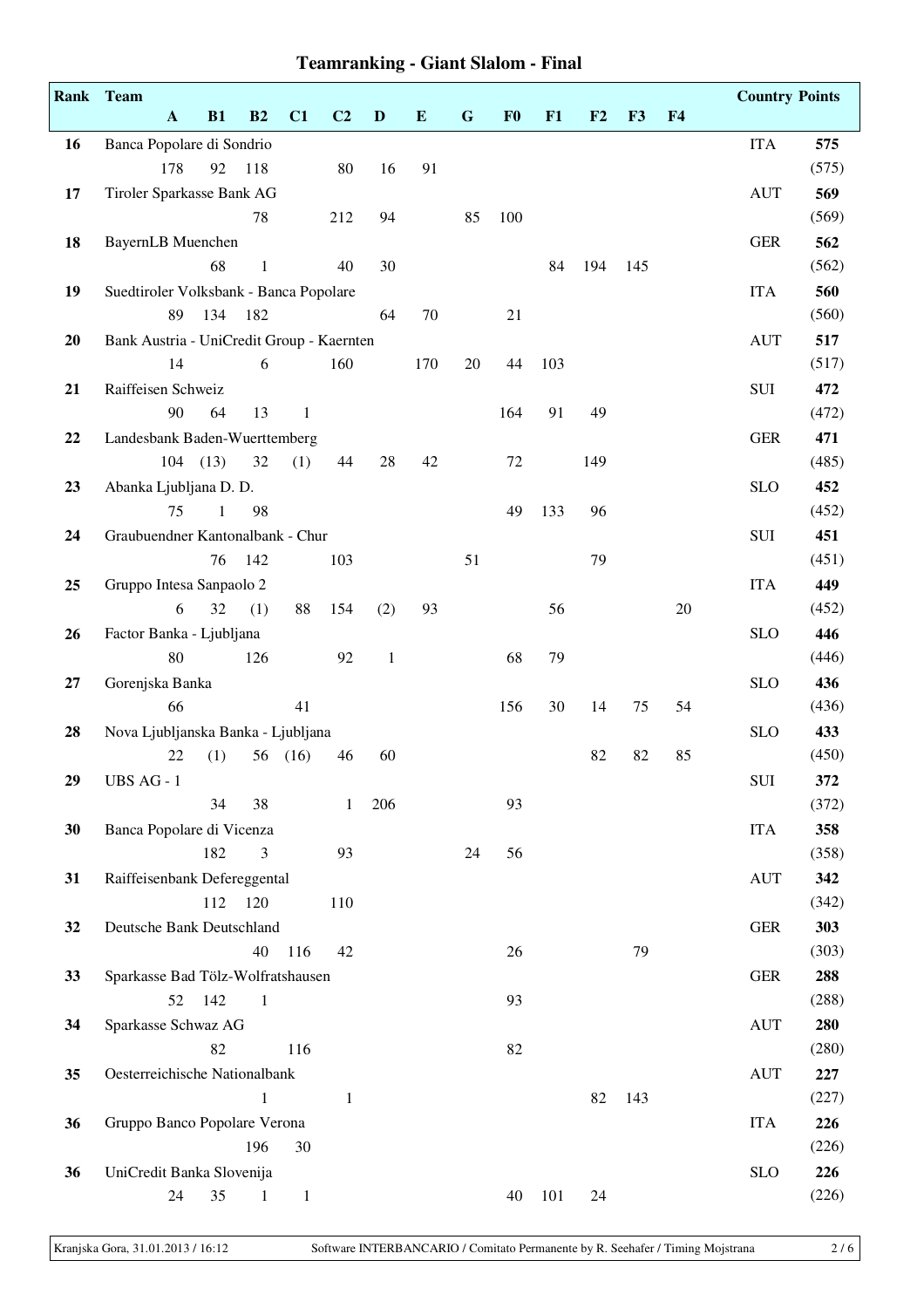# Teamranking - Giant Slalom - Final

| Rank | Team | A | B1 | B2 | C1 | C2 | D | E | G | F0 | F1 | F2 | F3 | F4 | Country | Points |
|---|---|---|---|---|---|---|---|---|---|---|---|---|---|---|---|---|
| 16 | Banca Popolare di Sondrio | 178 | 92 | 118 | | 80 | 16 | 91 | | | | | | | ITA | **575** (575) |
| 17 | Tiroler Sparkasse Bank AG | | | 78 | | 212 | 94 | | 85 | 100 | | | | | AUT | **569** (569) |
| 18 | BayernLB Muenchen | | 68 | 1 | | 40 | 30 | | | | 84 | 194 | 145 | | GER | **562** (562) |
| 19 | Suedtiroler Volksbank - Banca Popolare | 89 | 134 | 182 | | | 64 | 70 | | 21 | | | | | ITA | **560** (560) |
| 20 | Bank Austria - UniCredit Group - Kaernten | 14 | | 6 | | 160 | | 170 | 20 | 44 | 103 | | | | AUT | **517** (517) |
| 21 | Raiffeisen Schweiz | 90 | 64 | 13 | 1 | | | | | 164 | 91 | 49 | | | SUI | **472** (472) |
| 22 | Landesbank Baden-Wuerttemberg | 104 | (13) | 32 | (1) | 44 | 28 | 42 | | 72 | | 149 | | | GER | **471** (485) |
| 23 | Abanka Ljubljana D. D. | 75 | 1 | 98 | | | | | | 49 | 133 | 96 | | | SLO | **452** (452) |
| 24 | Graubuendner Kantonalbank - Chur | | 76 | 142 | | 103 | | | 51 | | | 79 | | | SUI | **451** (451) |
| 25 | Gruppo Intesa Sanpaolo 2 | 6 | 32 | (1) | 88 | 154 | (2) | 93 | | | 56 | | | 20 | ITA | **449** (452) |
| 26 | Factor Banka - Ljubljana | 80 | | 126 | | 92 | 1 | | | 68 | 79 | | | | SLO | **446** (446) |
| 27 | Gorenjska Banka | 66 | | | 41 | | | | | 156 | 30 | 14 | 75 | 54 | SLO | **436** (436) |
| 28 | Nova Ljubljanska Banka - Ljubljana | 22 | (1) | 56 | (16) | 46 | 60 | | | | | 82 | 82 | 85 | SLO | **433** (450) |
| 29 | UBS AG - 1 | | 34 | 38 | | 1 | 206 | | | 93 | | | | | SUI | **372** (372) |
| 30 | Banca Popolare di Vicenza | | 182 | 3 | | 93 | | | 24 | 56 | | | | | ITA | **358** (358) |
| 31 | Raiffeisenbank Defereggental | | 112 | 120 | | 110 | | | | | | | | | AUT | **342** (342) |
| 32 | Deutsche Bank Deutschland | | | 40 | 116 | 42 | | | | 26 | | | 79 | | GER | **303** (303) |
| 33 | Sparkasse Bad Tölz-Wolfratshausen | 52 | 142 | 1 | | | | | | 93 | | | | | GER | **288** (288) |
| 34 | Sparkasse Schwaz AG | | 82 | | 116 | | | | | 82 | | | | | AUT | **280** (280) |
| 35 | Oesterreichische Nationalbank | | | 1 | | 1 | | | | | | 82 | 143 | | AUT | **227** (227) |
| 36 | Gruppo Banco Popolare Verona | | | 196 | 30 | | | | | | | | | | ITA | **226** (226) |
| 36 | UniCredit Banka Slovenija | 24 | 35 | 1 | 1 | | | | | 40 | 101 | 24 | | | SLO | **226** (226) |

Kranjska Gora, 31.01.2013 / 16:12 — Software INTERBANCARIO / Comitato Permanente by R. Seehafer / Timing Mojstrana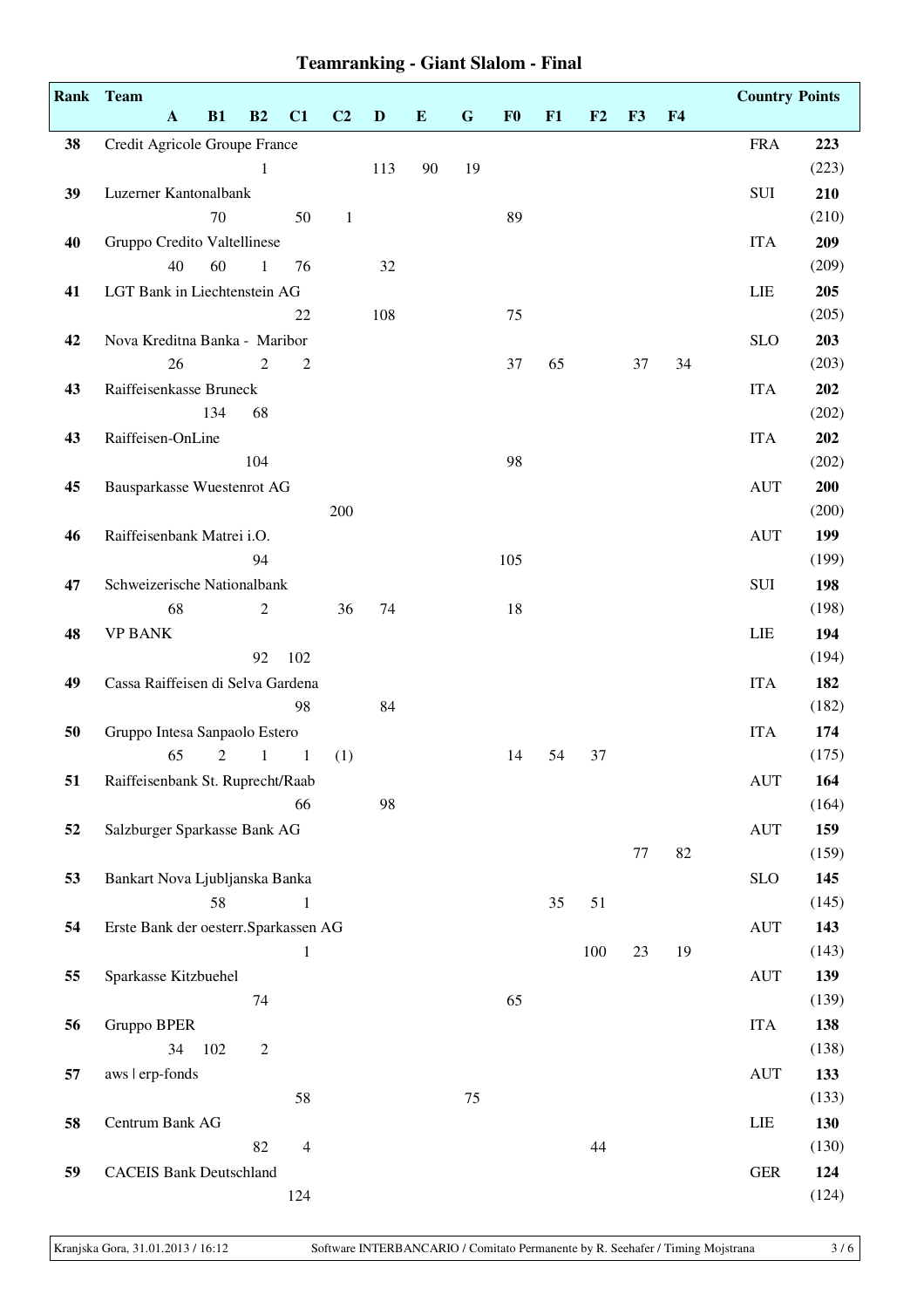# Teamranking - Giant Slalom - Final

| Rank | Team | A | B1 | B2 | C1 | C2 | D | E | G | F0 | F1 | F2 | F3 | F4 | Country | Points |
|---|---|---|---|---|---|---|---|---|---|---|---|---|---|---|---|---|
| 38 | Credit Agricole Groupe France | | | 1 | | | 113 | 90 | 19 | | | | | | FRA | **223** (223) |
| 39 | Luzerner Kantonalbank | | 70 | | 50 | 1 | | | | 89 | | | | | SUI | **210** (210) |
| 40 | Gruppo Credito Valtellinese | 40 | 60 | 1 | 76 | | 32 | | | | | | | | ITA | **209** (209) |
| 41 | LGT Bank in Liechtenstein AG | | | | 22 | | 108 | | | 75 | | | | | LIE | **205** (205) |
| 42 | Nova Kreditna Banka - Maribor | 26 | | 2 | 2 | | | | | 37 | 65 | | 37 | 34 | SLO | **203** (203) |
| 43 | Raiffeisenkasse Bruneck | | 134 | 68 | | | | | | | | | | | ITA | **202** (202) |
| 43 | Raiffeisen-OnLine | | | 104 | | | | | | 98 | | | | | ITA | **202** (202) |
| 45 | Bausparkasse Wuestenrot AG | | | | | 200 | | | | | | | | | AUT | **200** (200) |
| 46 | Raiffeisenbank Matrei i.O. | | | 94 | | | | | | 105 | | | | | AUT | **199** (199) |
| 47 | Schweizerische Nationalbank | 68 | | 2 | | 36 | 74 | | | 18 | | | | | SUI | **198** (198) |
| 48 | VP BANK | | | 92 | 102 | | | | | | | | | | LIE | **194** (194) |
| 49 | Cassa Raiffeisen di Selva Gardena | | | | 98 | | 84 | | | | | | | | ITA | **182** (182) |
| 50 | Gruppo Intesa Sanpaolo Estero | 65 | 2 | 1 | 1 | (1) | | | | 14 | 54 | 37 | | | ITA | **174** (175) |
| 51 | Raiffeisenbank St. Ruprecht/Raab | | | | 66 | | 98 | | | | | | | | AUT | **164** (164) |
| 52 | Salzburger Sparkasse Bank AG | | | | | | | | | | | | 77 | 82 | AUT | **159** (159) |
| 53 | Bankart Nova Ljubljanska Banka | | 58 | | 1 | | | | | | 35 | 51 | | | SLO | **145** (145) |
| 54 | Erste Bank der oesterr.Sparkassen AG | | | | 1 | | | | | | | 100 | 23 | 19 | AUT | **143** (143) |
| 55 | Sparkasse Kitzbuehel | | | 74 | | | | | | 65 | | | | | AUT | **139** (139) |
| 56 | Gruppo BPER | 34 | 102 | 2 | | | | | | | | | | | ITA | **138** (138) |
| 57 | aws | erp-fonds | | | | 58 | | | | 75 | | | | | | AUT | **133** (133) |
| 58 | Centrum Bank AG | | | 82 | 4 | | | | | | | 44 | | | LIE | **130** (130) |
| 59 | CACEIS Bank Deutschland | | | | 124 | | | | | | | | | | GER | **124** (124) |

Kranjska Gora, 31.01.2013 / 16:12 — Software INTERBANCARIO / Comitato Permanente by R. Seehafer / Timing Mojstrana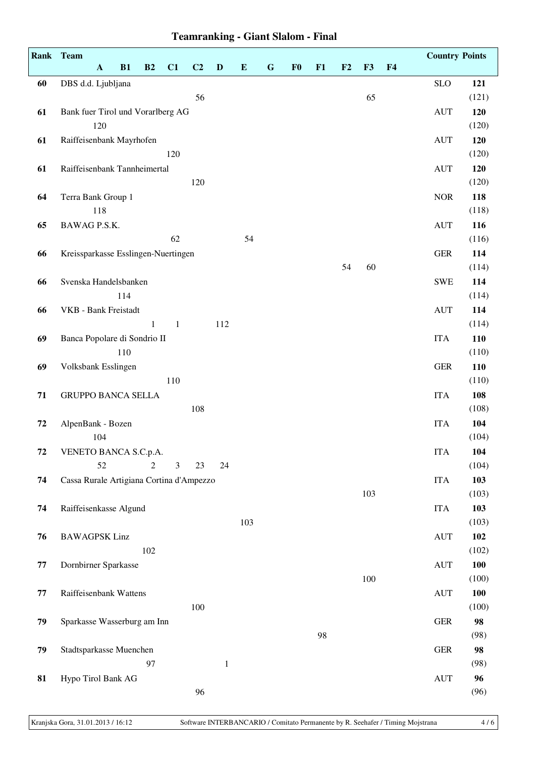# Teamranking - Giant Slalom - Final

| Rank | Team | A | B1 | B2 | C1 | C2 | D | E | G | F0 | F1 | F2 | F3 | F4 | Country | Points |
|---|---|---|---|---|---|---|---|---|---|---|---|---|---|---|---|---|
| **60** | DBS d.d. Ljubljana | | | | | 56 | | | | | | | 65 | | SLO | **121** (121) |
| **61** | Bank fuer Tirol und Vorarlberg AG | 120 | | | | | | | | | | | | | AUT | **120** (120) |
| **61** | Raiffeisenbank Mayrhofen | | | | 120 | | | | | | | | | | AUT | **120** (120) |
| **61** | Raiffeisenbank Tannheimertal | | | | | 120 | | | | | | | | | AUT | **120** (120) |
| **64** | Terra Bank Group 1 | 118 | | | | | | | | | | | | | NOR | **118** (118) |
| **65** | BAWAG P.S.K. | | | | 62 | | | 54 | | | | | | | AUT | **116** (116) |
| **66** | Kreissparkasse Esslingen-Nuertingen | | | | | | | | | | | 54 | 60 | | GER | **114** (114) |
| **66** | Svenska Handelsbanken | | 114 | | | | | | | | | | | | SWE | **114** (114) |
| **66** | VKB - Bank Freistadt | | | 1 | 1 | | 112 | | | | | | | | AUT | **114** (114) |
| **69** | Banca Popolare di Sondrio II | | 110 | | | | | | | | | | | | ITA | **110** (110) |
| **69** | Volksbank Esslingen | | | | 110 | | | | | | | | | | GER | **110** (110) |
| **71** | GRUPPO BANCA SELLA | | | | | 108 | | | | | | | | | ITA | **108** (108) |
| **72** | AlpenBank - Bozen | 104 | | | | | | | | | | | | | ITA | **104** (104) |
| **72** | VENETO BANCA S.C.p.A. | 52 | | 2 | 3 | 23 | 24 | | | | | | | | ITA | **104** (104) |
| **74** | Cassa Rurale Artigiana Cortina d'Ampezzo | | | | | | | | | | | | 103 | | ITA | **103** (103) |
| **74** | Raiffeisenkasse Algund | | | | | | | 103 | | | | | | | ITA | **103** (103) |
| **76** | BAWAGPSK Linz | | | 102 | | | | | | | | | | | AUT | **102** (102) |
| **77** | Dornbirner Sparkasse | | | | | | | | | | | | 100 | | AUT | **100** (100) |
| **77** | Raiffeisenbank Wattens | | | | | 100 | | | | | | | | | AUT | **100** (100) |
| **79** | Sparkasse Wasserburg am Inn | | | | | | | | | | 98 | | | | GER | **98** (98) |
| **79** | Stadtsparkasse Muenchen | | | 97 | | | 1 | | | | | | | | GER | **98** (98) |
| **81** | Hypo Tirol Bank AG | | | | | 96 | | | | | | | | | AUT | **96** (96) |

Kranjska Gora, 31.01.2013 / 16:12 — Software INTERBANCARIO / Comitato Permanente by R. Seehafer / Timing Mojstrana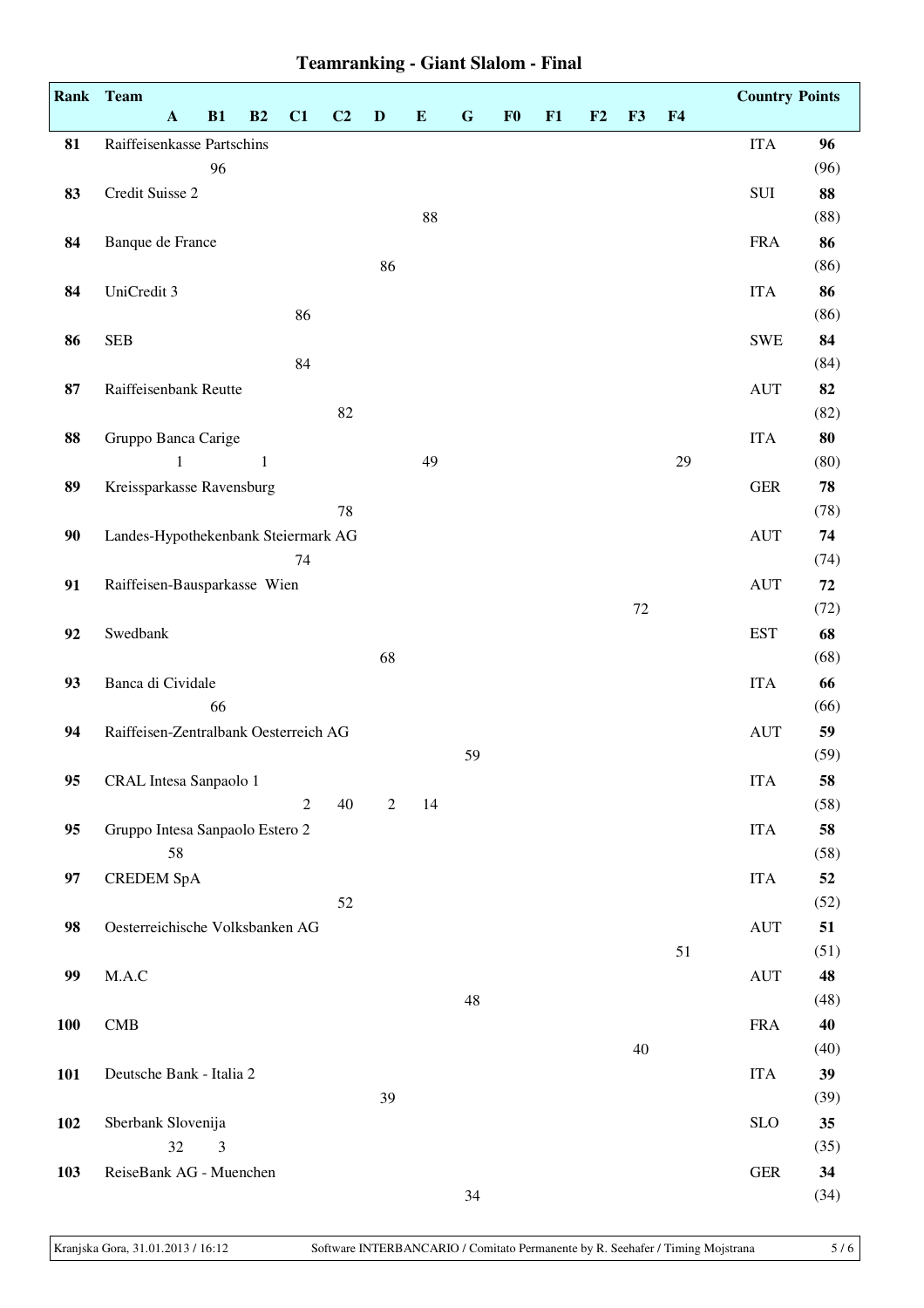## Teamranking - Giant Slalom - Final

| Rank | Team | A | B1 | B2 | C1 | C2 | D | E | G | F0 | F1 | F2 | F3 | F4 | Country | Points |
|---|---|---|---|---|---|---|---|---|---|---|---|---|---|---|---|---|
| **81** | Raiffeisenkasse Partschins | | 96 | | | | | | | | | | | | ITA | **96** (96) |
| **83** | Credit Suisse 2 | | | | | | | 88 | | | | | | | SUI | **88** (88) |
| **84** | Banque de France | | | | | | 86 | | | | | | | | FRA | **86** (86) |
| **84** | UniCredit 3 | | | | 86 | | | | | | | | | | ITA | **86** (86) |
| **86** | SEB | | | | 84 | | | | | | | | | | SWE | **84** (84) |
| **87** | Raiffeisenbank Reutte | | | | | 82 | | | | | | | | | AUT | **82** (82) |
| **88** | Gruppo Banca Carige | 1 | | 1 | | | | 49 | | | | | | 29 | ITA | **80** (80) |
| **89** | Kreissparkasse Ravensburg | | | | | 78 | | | | | | | | | GER | **78** (78) |
| **90** | Landes-Hypothekenbank Steiermark AG | | | | 74 | | | | | | | | | | AUT | **74** (74) |
| **91** | Raiffeisen-Bausparkasse Wien | | | | | | | | | | | | 72 | | AUT | **72** (72) |
| **92** | Swedbank | | | | | | 68 | | | | | | | | EST | **68** (68) |
| **93** | Banca di Cividale | | 66 | | | | | | | | | | | | ITA | **66** (66) |
| **94** | Raiffeisen-Zentralbank Oesterreich AG | | | | | | | | 59 | | | | | | AUT | **59** (59) |
| **95** | CRAL Intesa Sanpaolo 1 | | | | 2 | 40 | 2 | 14 | | | | | | | ITA | **58** (58) |
| **95** | Gruppo Intesa Sanpaolo Estero 2 | 58 | | | | | | | | | | | | | ITA | **58** (58) |
| **97** | CREDEM SpA | | | | | 52 | | | | | | | | | ITA | **52** (52) |
| **98** | Oesterreichische Volksbanken AG | | | | | | | | | | | | | 51 | AUT | **51** (51) |
| **99** | M.A.C | | | | | | | | 48 | | | | | | AUT | **48** (48) |
| **100** | CMB | | | | | | | | | | | | 40 | | FRA | **40** (40) |
| **101** | Deutsche Bank - Italia 2 | | | | | | 39 | | | | | | | | ITA | **39** (39) |
| **102** | Sberbank Slovenija | 32 | 3 | | | | | | | | | | | | SLO | **35** (35) |
| **103** | ReiseBank AG - Muenchen | | | | | | | | 34 | | | | | | GER | **34** (34) |

Kranjska Gora, 31.01.2013 / 16:12 — Software INTERBANCARIO / Comitato Permanente by R. Seehafer / Timing Mojstrana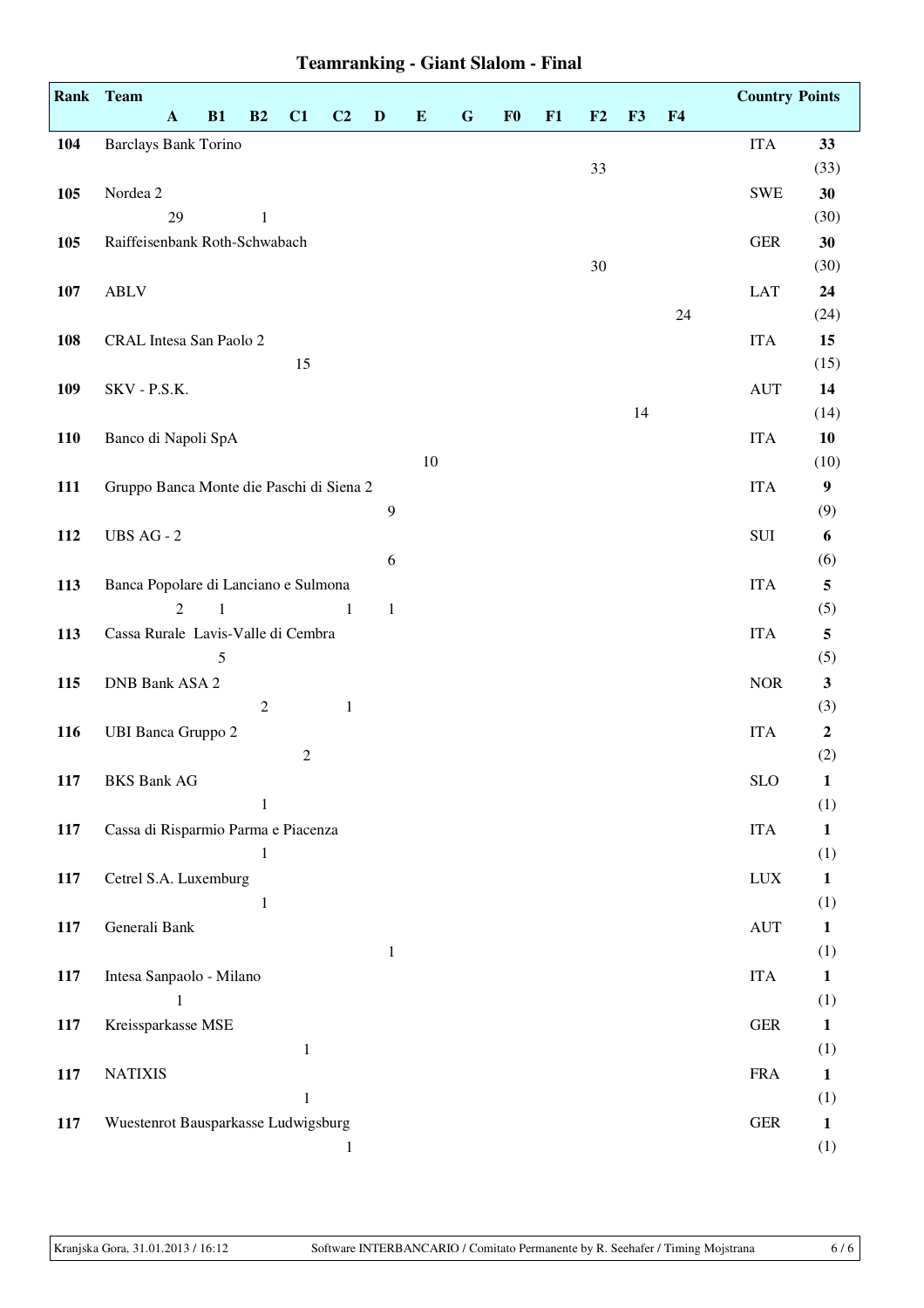# Teamranking - Giant Slalom - Final

| Rank | Team | A | B1 | B2 | C1 | C2 | D | E | G | F0 | F1 | F2 | F3 | F4 | Country | Points |
|---|---|---|---|---|---|---|---|---|---|---|---|---|---|---|---|---|
| 104 | Barclays Bank Torino | | | | | | | | | | | 33 | | | ITA | **33** (33) |
| 105 | Nordea 2 | 29 | | 1 | | | | | | | | | | | SWE | **30** (30) |
| 105 | Raiffeisenbank Roth-Schwabach | | | | | | | | | | | 30 | | | GER | **30** (30) |
| 107 | ABLV | | | | | | | | | | | | | 24 | LAT | **24** (24) |
| 108 | CRAL Intesa San Paolo 2 | | | | 15 | | | | | | | | | | ITA | **15** (15) |
| 109 | SKV - P.S.K. | | | | | | | | | | | | 14 | | AUT | **14** (14) |
| 110 | Banco di Napoli SpA | | | | | | | 10 | | | | | | | ITA | **10** (10) |
| 111 | Gruppo Banca Monte die Paschi di Siena 2 | | | | | | 9 | | | | | | | | ITA | **9** (9) |
| 112 | UBS AG - 2 | | | | | | 6 | | | | | | | | SUI | **6** (6) |
| 113 | Banca Popolare di Lanciano e Sulmona | 2 | 1 | | | 1 | 1 | | | | | | | | ITA | **5** (5) |
| 113 | Cassa Rurale Lavis-Valle di Cembra | | 5 | | | | | | | | | | | | ITA | **5** (5) |
| 115 | DNB Bank ASA 2 | | | 2 | | 1 | | | | | | | | | NOR | **3** (3) |
| 116 | UBI Banca Gruppo 2 | | | | 2 | | | | | | | | | | ITA | **2** (2) |
| 117 | BKS Bank AG | | | 1 | | | | | | | | | | | SLO | **1** (1) |
| 117 | Cassa di Risparmio Parma e Piacenza | | | 1 | | | | | | | | | | | ITA | **1** (1) |
| 117 | Cetrel S.A. Luxemburg | | | 1 | | | | | | | | | | | LUX | **1** (1) |
| 117 | Generali Bank | | | | | | 1 | | | | | | | | AUT | **1** (1) |
| 117 | Intesa Sanpaolo - Milano | 1 | | | | | | | | | | | | | ITA | **1** (1) |
| 117 | Kreissparkasse MSE | | | | 1 | | | | | | | | | | GER | **1** (1) |
| 117 | NATIXIS | | | | 1 | | | | | | | | | | FRA | **1** (1) |
| 117 | Wuestenrot Bausparkasse Ludwigsburg | | | | | 1 | | | | | | | | | GER | **1** (1) |

Kranjska Gora, 31.01.2013 / 16:12 — Software INTERBANCARIO / Comitato Permanente by R. Seehafer / Timing Mojstrana